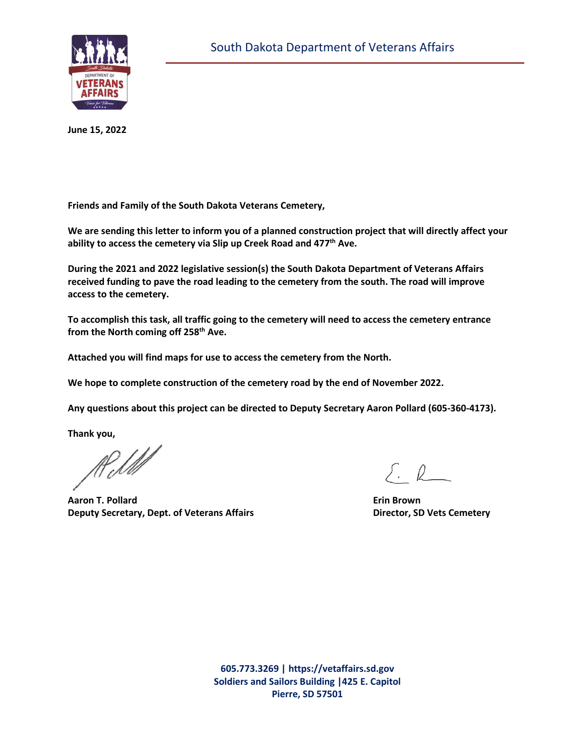South Dakota Department of Veterans Affairs

**June 15, 2022**

**Friends and Family of the South Dakota Veterans Cemetery,**

**We are sending this letter to inform you of a planned construction project that will directly affect your ability to access the cemetery via Slip up Creek Road and 477th Ave.**

**During the 2021 and 2022 legislative session(s) the South Dakota Department of Veterans Affairs received funding to pave the road leading to the cemetery from the south. The road will improve access to the cemetery.**

**To accomplish this task, all traffic going to the cemetery will need to access the cemetery entrance from the North coming off 258th Ave.**

**Attached you will find maps for use to access the cemetery from the North.**

**We hope to complete construction of the cemetery road by the end of November 2022.**

**Any questions about this project can be directed to Deputy Secretary Aaron Pollard (605-360-4173).**

**Thank you,**

**Aaron T. Pollard**
**Deputy Secretary, Dept. of Veterans Affairs**

**Erin Brown**
**Director, SD Vets Cemetery**

**605.773.3269 | https://vetaffairs.sd.gov**
**Soldiers and Sailors Building |425 E. Capitol**
**Pierre, SD 57501**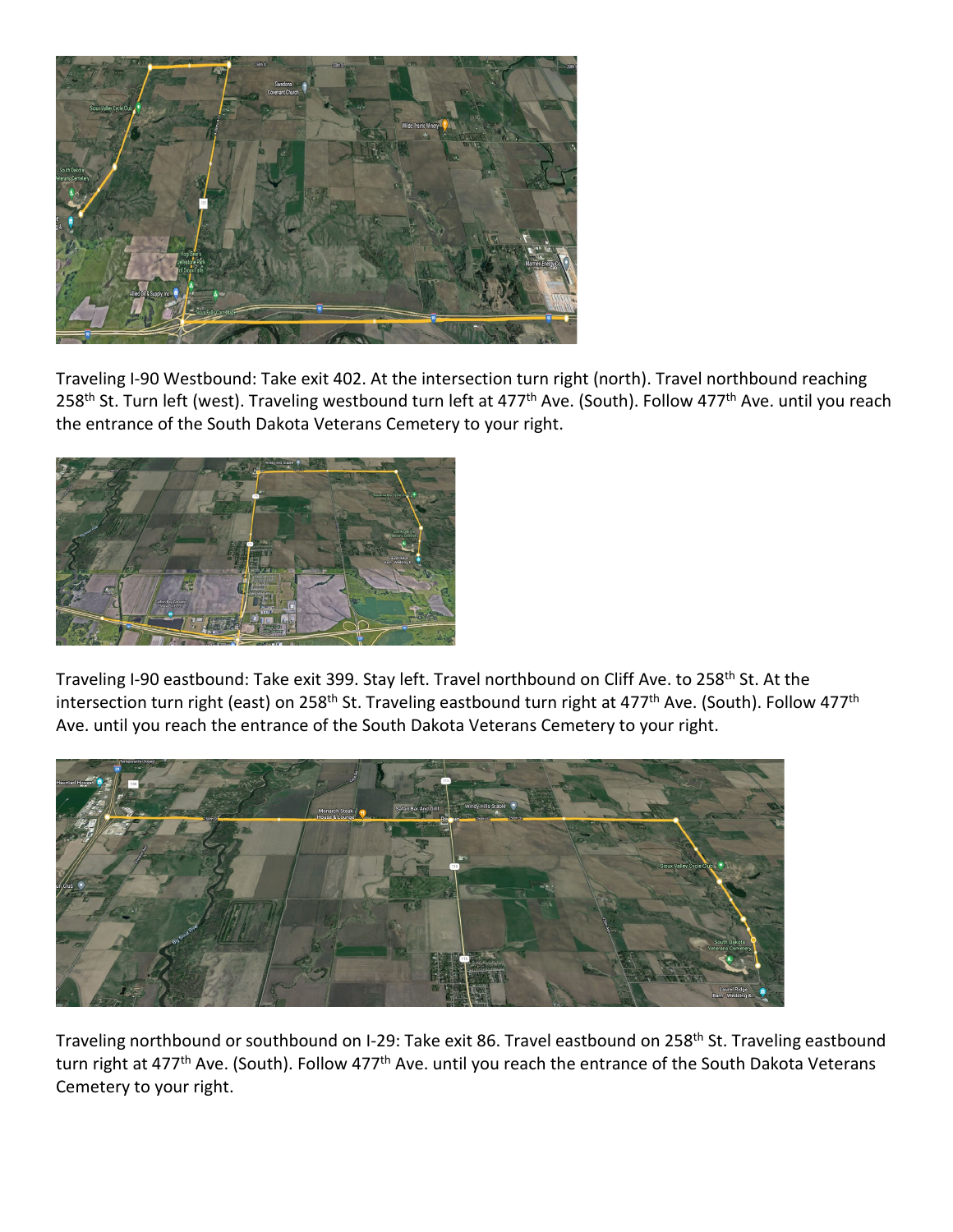Traveling I-90 Westbound: Take exit 402. At the intersection turn right (north). Travel northbound reaching 258th St. Turn left (west). Traveling westbound turn left at 477th Ave. (South). Follow 477th Ave. until you reach the entrance of the South Dakota Veterans Cemetery to your right.

Traveling I-90 eastbound: Take exit 399. Stay left. Travel northbound on Cliff Ave. to 258th St. At the intersection turn right (east) on 258th St. Traveling eastbound turn right at 477th Ave. (South). Follow 477th Ave. until you reach the entrance of the South Dakota Veterans Cemetery to your right.

Traveling northbound or southbound on I-29: Take exit 86. Travel eastbound on 258th St. Traveling eastbound turn right at 477th Ave. (South). Follow 477th Ave. until you reach the entrance of the South Dakota Veterans Cemetery to your right.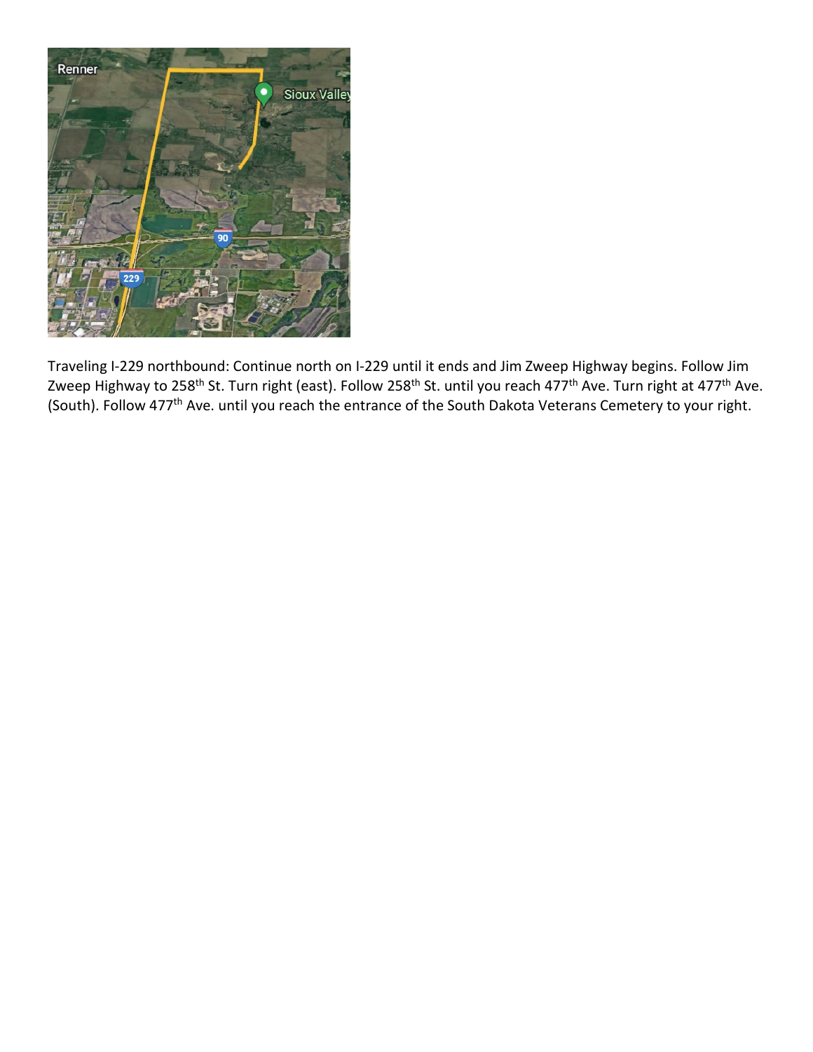Traveling I-229 northbound: Continue north on I-229 until it ends and Jim Zweep Highway begins. Follow Jim Zweep Highway to 258th St. Turn right (east). Follow 258th St. until you reach 477th Ave. Turn right at 477th Ave. (South). Follow 477th Ave. until you reach the entrance of the South Dakota Veterans Cemetery to your right.